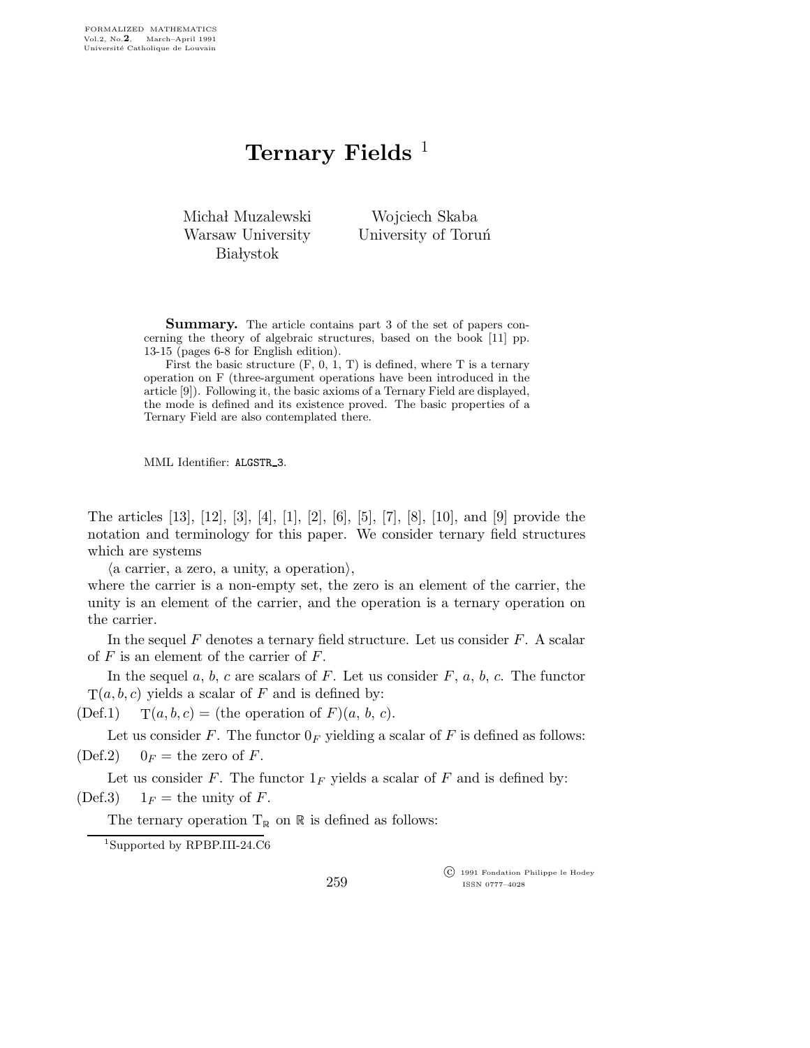# Ternary Fields [1]

Michał Muzalewski
Warsaw University
Białystok

Wojciech Skaba
University of Toruń

**Summary.** The article contains part 3 of the set of papers concerning the theory of algebraic structures, based on the book [11] pp. 13-15 (pages 6-8 for English edition).

First the basic structure (F, 0, 1, T) is defined, where T is a ternary operation on F (three-argument operations have been introduced in the article [9]). Following it, the basic axioms of a Ternary Field are displayed, the mode is defined and its existence proved. The basic properties of a Ternary Field are also contemplated there.

MML Identifier: ALGSTR_3.

The articles [13], [12], [3], [4], [1], [2], [6], [5], [7], [8], [10], and [9] provide the notation and terminology for this paper. We consider ternary field structures which are systems

⟨a carrier, a zero, a unity, a operation⟩,

where the carrier is a non-empty set, the zero is an element of the carrier, the unity is an element of the carrier, and the operation is a ternary operation on the carrier.

In the sequel $F$ denotes a ternary field structure. Let us consider $F$. A scalar of $F$ is an element of the carrier of $F$.

In the sequel $a$, $b$, $c$ are scalars of $F$. Let us consider $F$, $a$, $b$, $c$. The functor $\mathrm{T}(a, b, c)$ yields a scalar of $F$ and is defined by:

(Def.1) $\quad \mathrm{T}(a, b, c) =$ (the operation of $F$)($a$, $b$, $c$).

Let us consider $F$. The functor $0_F$ yielding a scalar of $F$ is defined as follows:

(Def.2) $\quad 0_F =$ the zero of $F$.

Let us consider $F$. The functor $1_F$ yields a scalar of $F$ and is defined by:

(Def.3) $\quad 1_F =$ the unity of $F$.

The ternary operation $\mathrm{T}_{\mathbb{R}}$ on $\mathbb{R}$ is defined as follows:

[1] Supported by RPBP.III-24.C6

© 1991 Fondation Philippe le Hodey
ISSN 0777–4028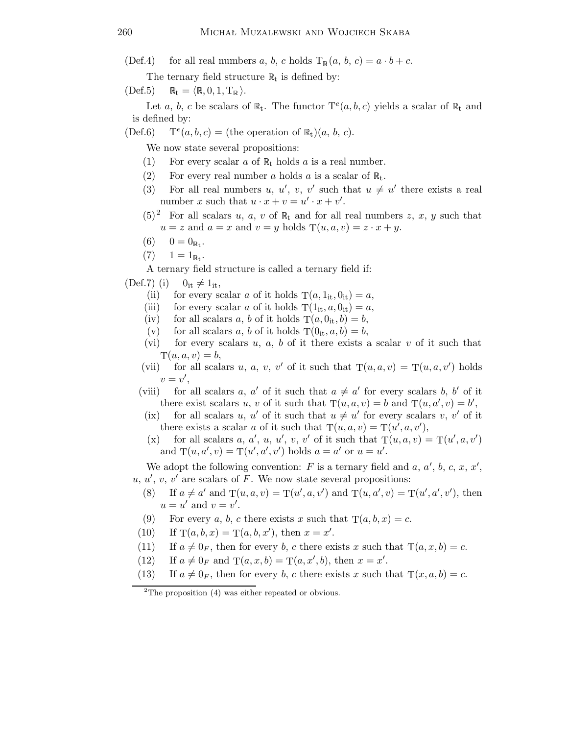(Def.4) for all real numbers $a$, $b$, $c$ holds $\mathrm{T}_{\mathbb{R}}(a, b, c) = a \cdot b + c$.

The ternary field structure $\mathbb{R}_{\mathrm{t}}$ is defined by:

(Def.5) $\mathbb{R}_{\mathrm{t}} = \langle \mathbb{R}, 0, 1, \mathrm{T}_{\mathbb{R}} \rangle$.

Let $a$, $b$, $c$ be scalars of $\mathbb{R}_{\mathrm{t}}$. The functor $\mathrm{T}^e(a, b, c)$ yields a scalar of $\mathbb{R}_{\mathrm{t}}$ and is defined by:

(Def.6) $\mathrm{T}^e(a, b, c) =$ (the operation of $\mathbb{R}_{\mathrm{t}}$)$(a, b, c)$.

We now state several propositions:

(1) For every scalar $a$ of $\mathbb{R}_{\mathrm{t}}$ holds $a$ is a real number.

(2) For every real number $a$ holds $a$ is a scalar of $\mathbb{R}_{\mathrm{t}}$.

(3) For all real numbers $u$, $u'$, $v$, $v'$ such that $u \neq u'$ there exists a real number $x$ such that $u \cdot x + v = u' \cdot x + v'$.

(5)[2] For all scalars $u$, $a$, $v$ of $\mathbb{R}_{\mathrm{t}}$ and for all real numbers $z$, $x$, $y$ such that $u = z$ and $a = x$ and $v = y$ holds $\mathrm{T}(u, a, v) = z \cdot x + y$.

(6) $0 = 0_{\mathbb{R}_{\mathrm{t}}}$.

(7) $1 = 1_{\mathbb{R}_{\mathrm{t}}}$.

A ternary field structure is called a ternary field if:

(Def.7) (i) $0_{\mathrm{it}} \neq 1_{\mathrm{it}}$,

(ii) for every scalar $a$ of it holds $\mathrm{T}(a, 1_{\mathrm{it}}, 0_{\mathrm{it}}) = a$,

(iii) for every scalar $a$ of it holds $\mathrm{T}(1_{\mathrm{it}}, a, 0_{\mathrm{it}}) = a$,

(iv) for all scalars $a$, $b$ of it holds $\mathrm{T}(a, 0_{\mathrm{it}}, b) = b$,

(v) for all scalars $a$, $b$ of it holds $\mathrm{T}(0_{\mathrm{it}}, a, b) = b$,

(vi) for every scalars $u$, $a$, $b$ of it there exists a scalar $v$ of it such that $\mathrm{T}(u, a, v) = b$,

(vii) for all scalars $u$, $a$, $v$, $v'$ of it such that $\mathrm{T}(u, a, v) = \mathrm{T}(u, a, v')$ holds $v = v'$,

(viii) for all scalars $a$, $a'$ of it such that $a \neq a'$ for every scalars $b$, $b'$ of it there exist scalars $u$, $v$ of it such that $\mathrm{T}(u, a, v) = b$ and $\mathrm{T}(u, a', v) = b'$,

(ix) for all scalars $u$, $u'$ of it such that $u \neq u'$ for every scalars $v$, $v'$ of it there exists a scalar $a$ of it such that $\mathrm{T}(u, a, v) = \mathrm{T}(u', a, v')$,

(x) for all scalars $a$, $a'$, $u$, $u'$, $v$, $v'$ of it such that $\mathrm{T}(u, a, v) = \mathrm{T}(u', a, v')$ and $\mathrm{T}(u, a', v) = \mathrm{T}(u', a', v')$ holds $a = a'$ or $u = u'$.

We adopt the following convention: $F$ is a ternary field and $a$, $a'$, $b$, $c$, $x$, $x'$, $u$, $u'$, $v$, $v'$ are scalars of $F$. We now state several propositions:

(8) If $a \neq a'$ and $\mathrm{T}(u, a, v) = \mathrm{T}(u', a, v')$ and $\mathrm{T}(u, a', v) = \mathrm{T}(u', a', v')$, then $u = u'$ and $v = v'$.

(9) For every $a$, $b$, $c$ there exists $x$ such that $\mathrm{T}(a, b, x) = c$.

(10) If $\mathrm{T}(a, b, x) = \mathrm{T}(a, b, x')$, then $x = x'$.

(11) If $a \neq 0_F$, then for every $b$, $c$ there exists $x$ such that $\mathrm{T}(a, x, b) = c$.

(12) If $a \neq 0_F$ and $\mathrm{T}(a, x, b) = \mathrm{T}(a, x', b)$, then $x = x'$.

(13) If $a \neq 0_F$, then for every $b$, $c$ there exists $x$ such that $\mathrm{T}(x, a, b) = c$.

[2] The proposition (4) was either repeated or obvious.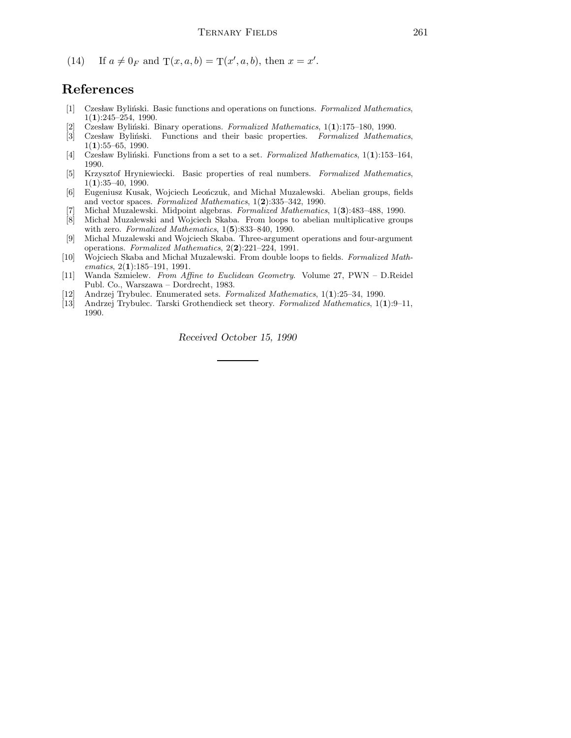(14) If $a \neq 0_F$ and $\mathrm{T}(x, a, b) = \mathrm{T}(x', a, b)$, then $x = x'$.

## References

[1] Czesław Byliński. Basic functions and operations on functions. *Formalized Mathematics*, 1(**1**):245–254, 1990.

[2] Czesław Byliński. Binary operations. *Formalized Mathematics*, 1(**1**):175–180, 1990.

[3] Czesław Byliński. Functions and their basic properties. *Formalized Mathematics*, 1(**1**):55–65, 1990.

[4] Czesław Byliński. Functions from a set to a set. *Formalized Mathematics*, 1(**1**):153–164, 1990.

[5] Krzysztof Hryniewiecki. Basic properties of real numbers. *Formalized Mathematics*, 1(**1**):35–40, 1990.

[6] Eugeniusz Kusak, Wojciech Leończuk, and Michał Muzalewski. Abelian groups, fields and vector spaces. *Formalized Mathematics*, 1(**2**):335–342, 1990.

[7] Michał Muzalewski. Midpoint algebras. *Formalized Mathematics*, 1(**3**):483–488, 1990.

[8] Michał Muzalewski and Wojciech Skaba. From loops to abelian multiplicative groups with zero. *Formalized Mathematics*, 1(**5**):833–840, 1990.

[9] Michal Muzalewski and Wojciech Skaba. Three-argument operations and four-argument operations. *Formalized Mathematics*, 2(**2**):221–224, 1991.

[10] Wojciech Skaba and Michał Muzalewski. From double loops to fields. *Formalized Mathematics*, 2(**1**):185–191, 1991.

[11] Wanda Szmielew. *From Affine to Euclidean Geometry*. Volume 27, PWN – D.Reidel Publ. Co., Warszawa – Dordrecht, 1983.

[12] Andrzej Trybulec. Enumerated sets. *Formalized Mathematics*, 1(**1**):25–34, 1990.

[13] Andrzej Trybulec. Tarski Grothendieck set theory. *Formalized Mathematics*, 1(**1**):9–11, 1990.

*Received October 15, 1990*